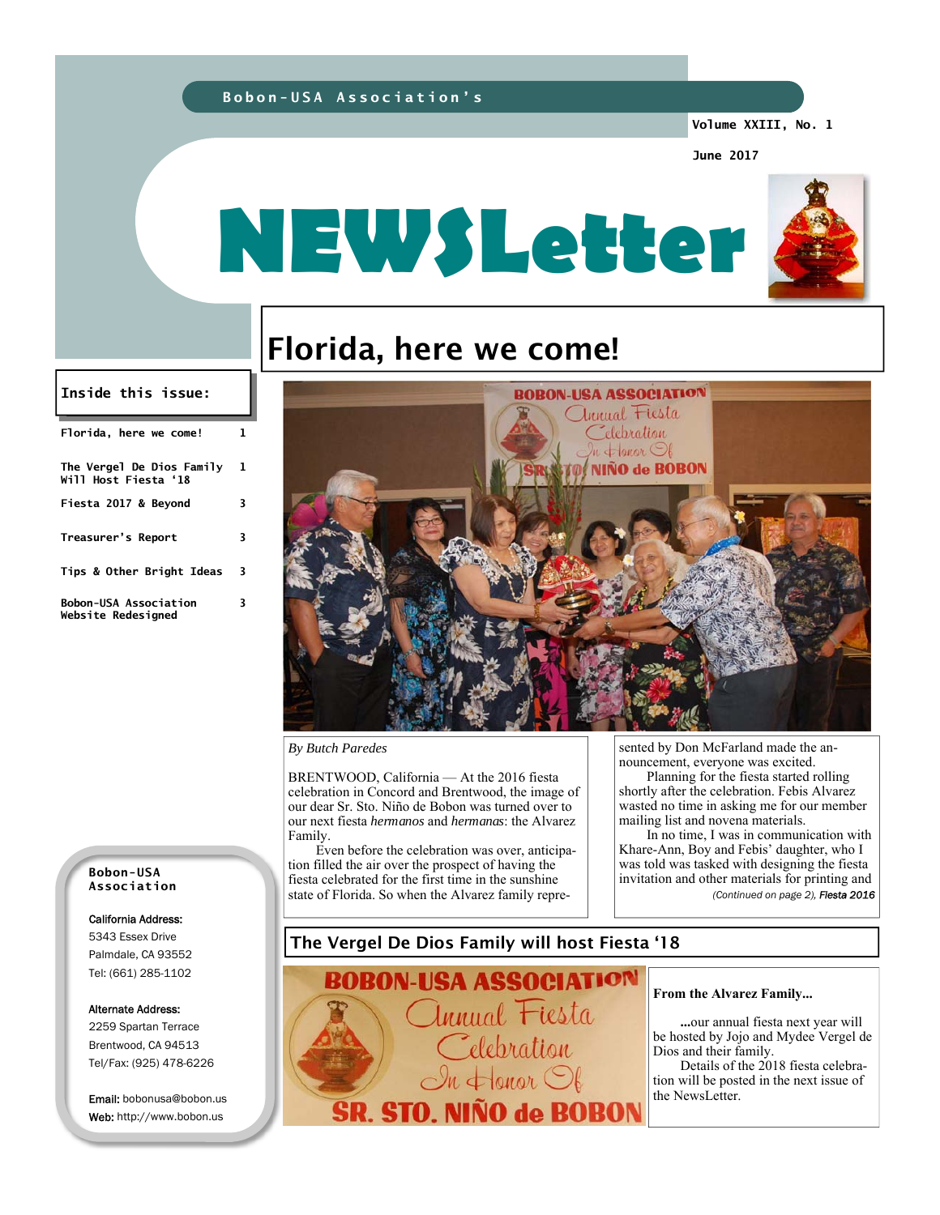Bobon-USA Association's

Volume XXIII, No. 1

June 2017

# NEWSLetter

## Florida, here we come!

*By Butch Paredes*

BRENTWOOD, California — At the 2016 fiesta celebration in Concord and Brentwood, the image of our dear Sr. Sto. Niño de Bobon was turned over to our next fiesta *hermanos* and *hermanas*: the Alvarez Family.

Even before the celebration was over, anticipation filled the air over the prospect of having the fiesta celebrated for the first time in the sunshine state of Florida. So when the Alvarez family represented by Don McFarland made the announcement, everyone was excited.

Planning for the fiesta started rolling shortly after the celebration. Febis Alvarez wasted no time in asking me for our member mailing list and novena materials.

In no time, I was in communication with Khare-Ann, Boy and Febis' daughter, who I was told was tasked with designing the fiesta invitation and other materials for printing and

*(Continued on page 2), **Fiesta 2016***

## The Vergel De Dios Family will host Fiesta '18

**From the Alvarez Family...**

**...**our annual fiesta next year will be hosted by Jojo and Mydee Vergel de Dios and their family.

Details of the 2018 fiesta celebration will be posted in the next issue of the NewsLetter.

**Inside this issue:**

| | |
|---|---|
| Florida, here we come! | 1 |
| The Vergel De Dios Family Will Host Fiesta '18 | 1 |
| Fiesta 2017 & Beyond | 3 |
| Treasurer's Report | 3 |
| Tips & Other Bright Ideas | 3 |
| Bobon-USA Association Website Redesigned | 3 |

**Bobon-USA Association**

California Address:
5343 Essex Drive
Palmdale, CA 93552
Tel: (661) 285-1102

Alternate Address:
2259 Spartan Terrace
Brentwood, CA 94513
Tel/Fax: (925) 478-6226

**Email:** bobonusa@bobon.us
**Web:** http://www.bobon.us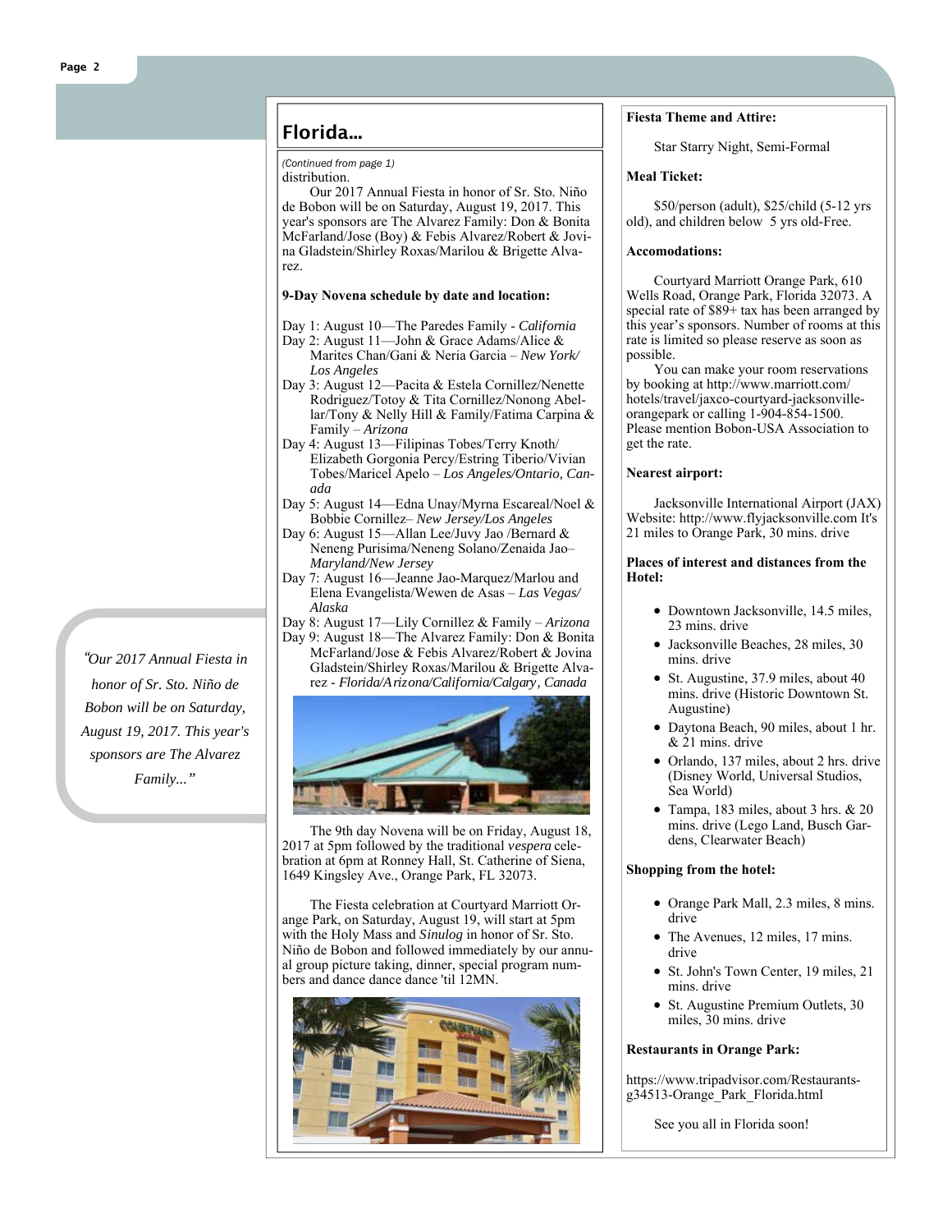## Florida...

*(Continued from page 1)*

distribution.

Our 2017 Annual Fiesta in honor of Sr. Sto. Niño de Bobon will be on Saturday, August 19, 2017. This year's sponsors are The Alvarez Family: Don & Bonita McFarland/Jose (Boy) & Febis Alvarez/Robert & Jovina Gladstein/Shirley Roxas/Marilou & Brigette Alvarez.

**9-Day Novena schedule by date and location:**

Day 1: August 10—The Paredes Family - *California*

Day 2: August 11—John & Grace Adams/Alice & Marites Chan/Gani & Neria Garcia – *New York/ Los Angeles*

Day 3: August 12—Pacita & Estela Cornillez/Nenette Rodriguez/Totoy & Tita Cornillez/Nonong Abellar/Tony & Nelly Hill & Family/Fatima Carpina & Family – *Arizona*

Day 4: August 13—Filipinas Tobes/Terry Knoth/ Elizabeth Gorgonia Percy/Estring Tiberio/Vivian Tobes/Maricel Apelo – *Los Angeles/Ontario, Canada*

Day 5: August 14—Edna Unay/Myrna Escareal/Noel & Bobbie Cornillez– *New Jersey/Los Angeles*

Day 6: August 15—Allan Lee/Juvy Jao /Bernard & Neneng Purisima/Neneng Solano/Zenaida Jao– *Maryland/New Jersey*

Day 7: August 16—Jeanne Jao-Marquez/Marlou and Elena Evangelista/Wewen de Asas – *Las Vegas/ Alaska*

Day 8: August 17—Lily Cornillez & Family – *Arizona*

Day 9: August 18—The Alvarez Family: Don & Bonita McFarland/Jose & Febis Alvarez/Robert & Jovina Gladstein/Shirley Roxas/Marilou & Brigette Alvarez - *Florida/Arizona/California/Calgary, Canada*

*"Our 2017 Annual Fiesta in honor of Sr. Sto. Niño de Bobon will be on Saturday, August 19, 2017. This year's sponsors are The Alvarez Family..."*

The 9th day Novena will be on Friday, August 18, 2017 at 5pm followed by the traditional *vespera* celebration at 6pm at Ronney Hall, St. Catherine of Siena, 1649 Kingsley Ave., Orange Park, FL 32073.

The Fiesta celebration at Courtyard Marriott Orange Park, on Saturday, August 19, will start at 5pm with the Holy Mass and *Sinulog* in honor of Sr. Sto. Niño de Bobon and followed immediately by our annual group picture taking, dinner, special program numbers and dance dance dance 'til 12MN.

**Fiesta Theme and Attire:**

Star Starry Night, Semi-Formal

**Meal Ticket:**

$50/person (adult), $25/child (5-12 yrs old), and children below 5 yrs old-Free.

**Accomodations:**

Courtyard Marriott Orange Park, 610 Wells Road, Orange Park, Florida 32073. A special rate of $89+ tax has been arranged by this year's sponsors. Number of rooms at this rate is limited so please reserve as soon as possible.

You can make your room reservations by booking at http://www.marriott.com/hotels/travel/jaxco-courtyard-jacksonville-orangepark or calling 1-904-854-1500. Please mention Bobon-USA Association to get the rate.

**Nearest airport:**

Jacksonville International Airport (JAX) Website: http://www.flyjacksonville.com It's 21 miles to Orange Park, 30 mins. drive

**Places of interest and distances from the Hotel:**

- Downtown Jacksonville, 14.5 miles, 23 mins. drive
- Jacksonville Beaches, 28 miles, 30 mins. drive
- St. Augustine, 37.9 miles, about 40 mins. drive (Historic Downtown St. Augustine)
- Daytona Beach, 90 miles, about 1 hr. & 21 mins. drive
- Orlando, 137 miles, about 2 hrs. drive (Disney World, Universal Studios, Sea World)
- Tampa, 183 miles, about 3 hrs. & 20 mins. drive (Lego Land, Busch Gardens, Clearwater Beach)

**Shopping from the hotel:**

- Orange Park Mall, 2.3 miles, 8 mins. drive
- The Avenues, 12 miles, 17 mins. drive
- St. John's Town Center, 19 miles, 21 mins. drive
- St. Augustine Premium Outlets, 30 miles, 30 mins. drive

**Restaurants in Orange Park:**

https://www.tripadvisor.com/Restaurants-g34513-Orange_Park_Florida.html

See you all in Florida soon!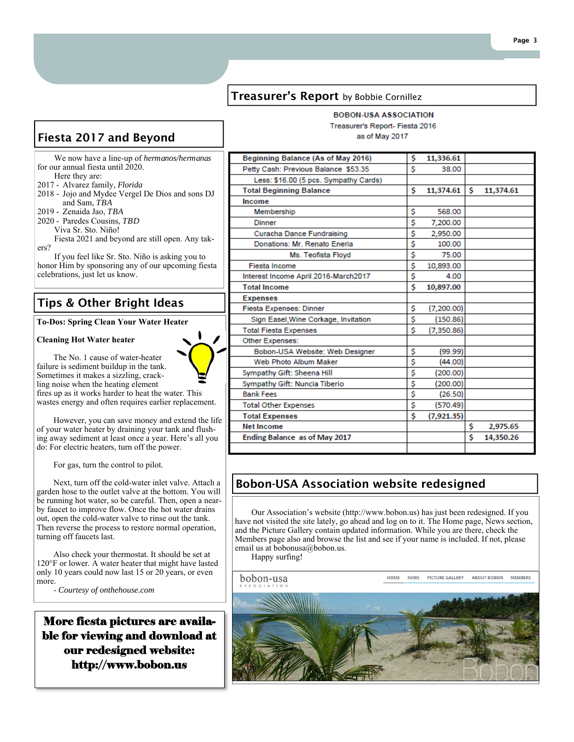## Fiesta 2017 and Beyond

We now have a line-up of *hermanos/hermanas* for our annual fiesta until 2020.

Here they are:

- 2017 - Alvarez family, *Florida*
- 2018 - Jojo and Mydee Vergel De Dios and sons DJ and Sam, *TBA*
- 2019 - Zenaida Jao, *TBA*
- 2020 - Paredes Cousins, *TBD*

Viva Sr. Sto. Niño!

Fiesta 2021 and beyond are still open. Any takers?

If you feel like Sr. Sto. Niño is asking you to honor Him by sponsoring any of our upcoming fiesta celebrations, just let us know.

## Tips & Other Bright Ideas

**To-Dos: Spring Clean Your Water Heater**

**Cleaning Hot Water heater**

The No. 1 cause of water-heater failure is sediment buildup in the tank. Sometimes it makes a sizzling, crackling noise when the heating element fires up as it works harder to heat the water. This wastes energy and often requires earlier replacement.

However, you can save money and extend the life of your water heater by draining your tank and flushing away sediment at least once a year. Here's all you do: For electric heaters, turn off the power.

For gas, turn the control to pilot.

Next, turn off the cold-water inlet valve. Attach a garden hose to the outlet valve at the bottom. You will be running hot water, so be careful. Then, open a nearby faucet to improve flow. Once the hot water drains out, open the cold-water valve to rinse out the tank. Then reverse the process to restore normal operation, turning off faucets last.

Also check your thermostat. It should be set at 120°F or lower. A water heater that might have lasted only 10 years could now last 15 or 20 years, or even more.

*- Courtesy of onthehouse.com*

**More fiesta pictures are available for viewing and download at our redesigned website: http://www.bobon.us**

## Treasurer's Report by Bobbie Cornillez

**BOBON-USA ASSOCIATION**
Treasurer's Report- Fiesta 2016
as of May 2017

| | | |
|---|---|---|
| **Beginning Balance (As of May 2016)** | **$ 11,336.61** | |
| Petty Cash: Previous Balance $53.35 | $ 38.00 | |
| Less: $16.00 (5 pcs. Sympathy Cards) | | |
| **Total Beginning Balance** | **$ 11,374.61** | **$ 11,374.61** |
| **Income** | | |
| Membership | $ 568.00 | |
| Dinner | $ 7,200.00 | |
| Curacha Dance Fundraising | $ 2,950.00 | |
| Donations: Mr. Renato Eneria | $ 100.00 | |
| Ms. Teofista Floyd | $ 75.00 | |
| Fiesta Income | $ 10,893.00 | |
| Interest Income April 2016-March2017 | $ 4.00 | |
| **Total Income** | **$ 10,897.00** | |
| **Expenses** | | |
| Fiesta Expenses: Dinner | $ (7,200.00) | |
| Sign Easel,Wine Corkage, Invitation | $ (150.86) | |
| Total Fiesta Expenses | $ (7,350.86) | |
| Other Expenses: | | |
| Bobon-USA Website: Web Designer | $ (99.99) | |
| Web Photo Album Maker | $ (44.00) | |
| Sympathy Gift: Sheena Hill | $ (200.00) | |
| Sympathy Gift: Nuncia Tiberio | $ (200.00) | |
| Bank Fees | $ (26.50) | |
| Total Other Expenses | $ (570.49) | |
| **Total Expenses** | **$ (7,921.35)** | |
| **Net Income** | | **$ 2,975.65** |
| **Ending Balance as of May 2017** | | **$ 14,350.26** |

## Bobon-USA Association website redesigned

Our Association's website (http://www.bobon.us) has just been redesigned. If you have not visited the site lately, go ahead and log on to it. The Home page, News section, and the Picture Gallery contain updated information. While you are there, check the Members page also and browse the list and see if your name is included. If not, please email us at bobonusa@bobon.us.

Happy surfing!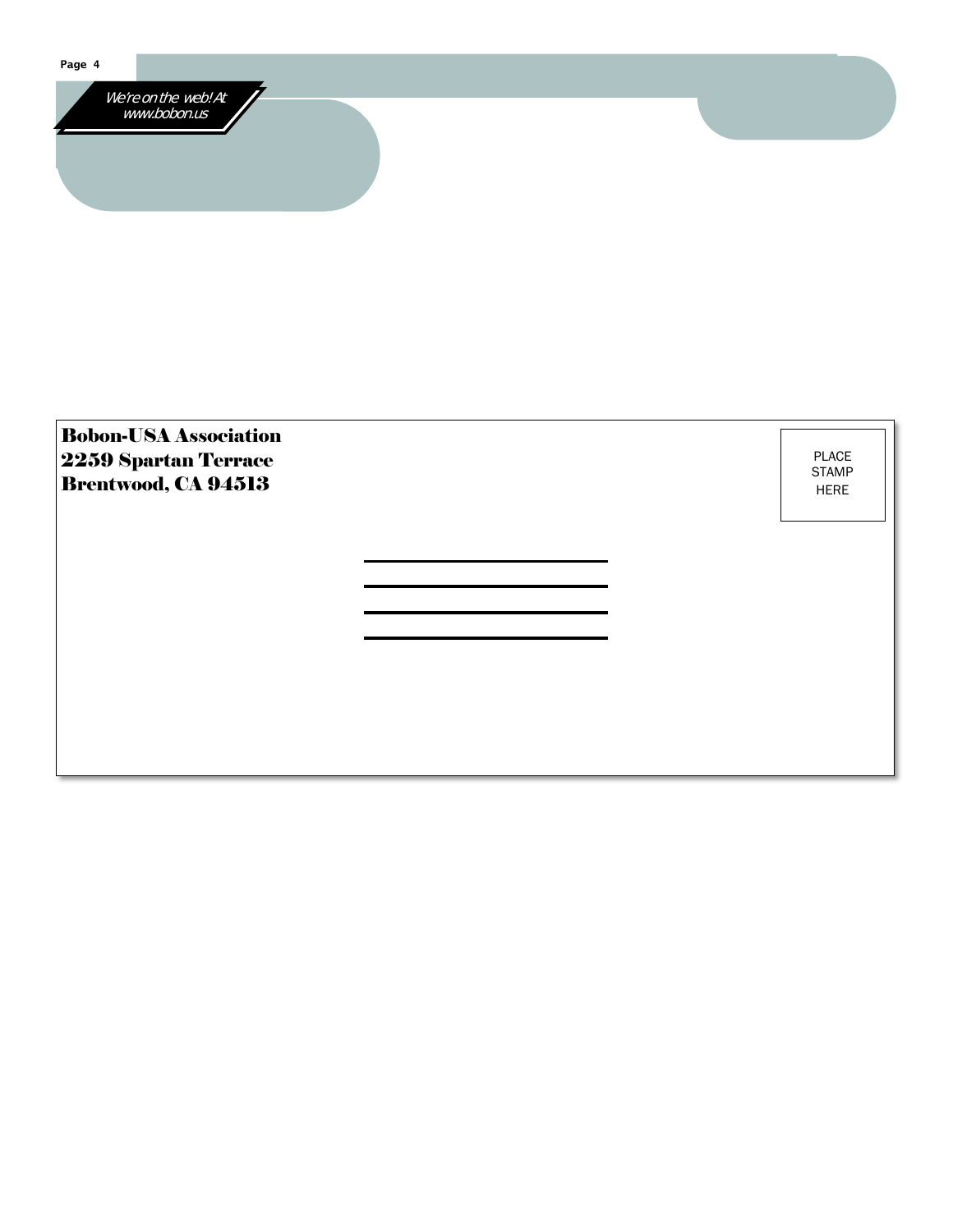*We're on the web! At www.bobon.us*

**Bobon-USA Association**
**2259 Spartan Terrace**
**Brentwood, CA 94513**

PLACE
STAMP
HERE